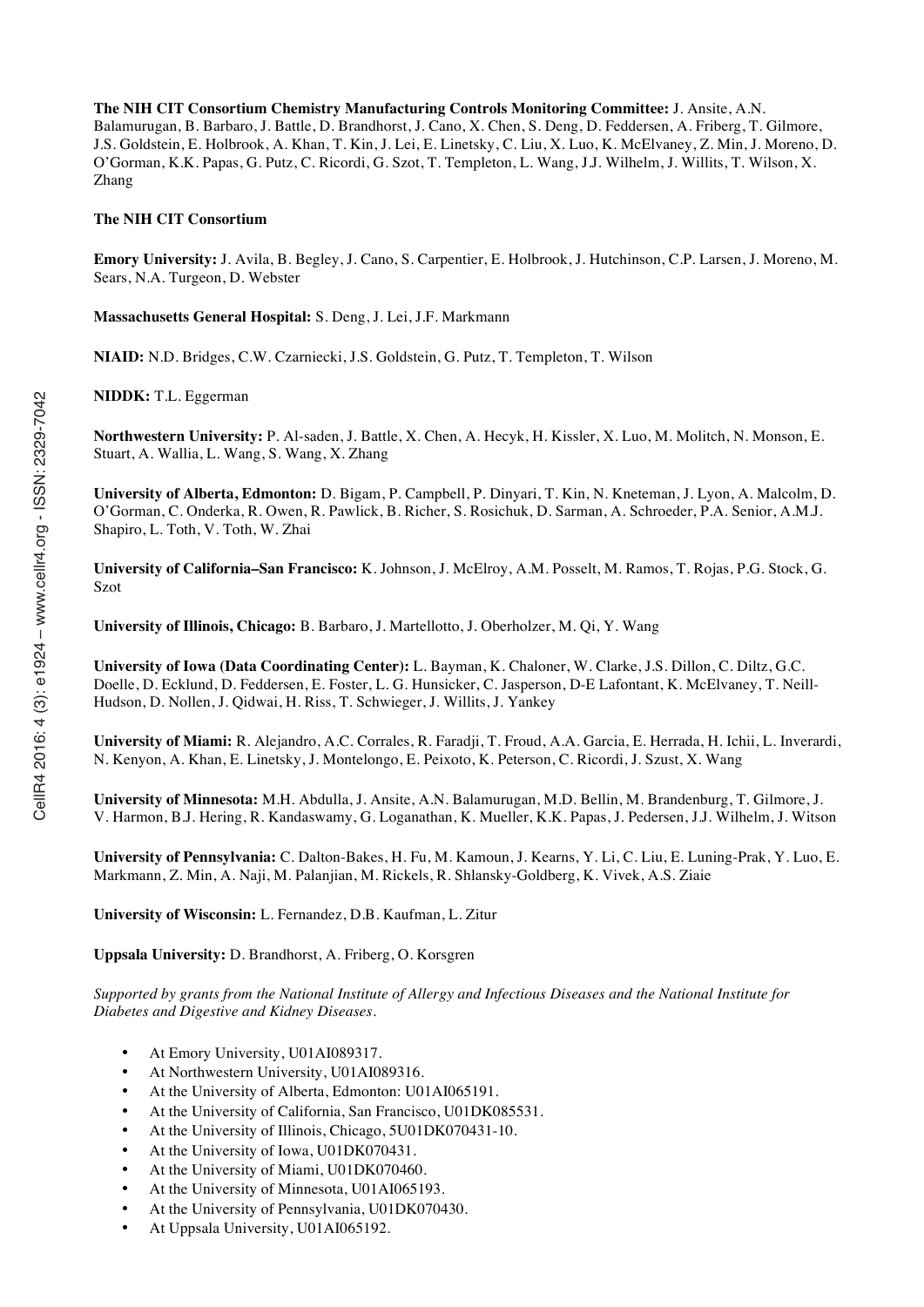**The NIH CIT Consortium Chemistry Manufacturing Controls Monitoring Committee:** J. Ansite, A.N. Balamurugan, B. Barbaro, J. Battle, D. Brandhorst, J. Cano, X. Chen, S. Deng, D. Feddersen, A. Friberg, T. Gilmore, J.S. Goldstein, E. Holbrook, A. Khan, T. Kin, J. Lei, E. Linetsky, C. Liu, X. Luo, K. McElvaney, Z. Min, J. Moreno, D. O'Gorman, K.K. Papas, G. Putz, C. Ricordi, G. Szot, T. Templeton, L. Wang, J.J. Wilhelm, J. Willits, T. Wilson, X. Zhang

**The NIH CIT Consortium**

**Emory University:** J. Avila, B. Begley, J. Cano, S. Carpentier, E. Holbrook, J. Hutchinson, C.P. Larsen, J. Moreno, M. Sears, N.A. Turgeon, D. Webster

**Massachusetts General Hospital:** S. Deng, J. Lei, J.F. Markmann

**NIAID:** N.D. Bridges, C.W. Czarniecki, J.S. Goldstein, G. Putz, T. Templeton, T. Wilson

**NIDDK:** T.L. Eggerman

**Northwestern University:** P. Al-saden, J. Battle, X. Chen, A. Hecyk, H. Kissler, X. Luo, M. Molitch, N. Monson, E. Stuart, A. Wallia, L. Wang, S. Wang, X. Zhang

**University of Alberta, Edmonton:** D. Bigam, P. Campbell, P. Dinyari, T. Kin, N. Kneteman, J. Lyon, A. Malcolm, D. O'Gorman, C. Onderka, R. Owen, R. Pawlick, B. Richer, S. Rosichuk, D. Sarman, A. Schroeder, P.A. Senior, A.M.J. Shapiro, L. Toth, V. Toth, W. Zhai

**University of California–San Francisco:** K. Johnson, J. McElroy, A.M. Posselt, M. Ramos, T. Rojas, P.G. Stock, G. Szot

**University of Illinois, Chicago:** B. Barbaro, J. Martellotto, J. Oberholzer, M. Qi, Y. Wang

**University of Iowa (Data Coordinating Center):** L. Bayman, K. Chaloner, W. Clarke, J.S. Dillon, C. Diltz, G.C. Doelle, D. Ecklund, D. Feddersen, E. Foster, L. G. Hunsicker, C. Jasperson, D-E Lafontant, K. McElvaney, T. Neill-Hudson, D. Nollen, J. Qidwai, H. Riss, T. Schwieger, J. Willits, J. Yankey

**University of Miami:** R. Alejandro, A.C. Corrales, R. Faradji, T. Froud, A.A. Garcia, E. Herrada, H. Ichii, L. Inverardi, N. Kenyon, A. Khan, E. Linetsky, J. Montelongo, E. Peixoto, K. Peterson, C. Ricordi, J. Szust, X. Wang

**University of Minnesota:** M.H. Abdulla, J. Ansite, A.N. Balamurugan, M.D. Bellin, M. Brandenburg, T. Gilmore, J. V. Harmon, B.J. Hering, R. Kandaswamy, G. Loganathan, K. Mueller, K.K. Papas, J. Pedersen, J.J. Wilhelm, J. Witson

**University of Pennsylvania:** C. Dalton-Bakes, H. Fu, M. Kamoun, J. Kearns, Y. Li, C. Liu, E. Luning-Prak, Y. Luo, E. Markmann, Z. Min, A. Naji, M. Palanjian, M. Rickels, R. Shlansky-Goldberg, K. Vivek, A.S. Ziaie

**University of Wisconsin:** L. Fernandez, D.B. Kaufman, L. Zitur

**Uppsala University:** D. Brandhorst, A. Friberg, O. Korsgren

*Supported by grants from the National Institute of Allergy and Infectious Diseases and the National Institute for Diabetes and Digestive and Kidney Diseases.*

- At Emory University, U01AI089317.
- At Northwestern University, U01AI089316.
- At the University of Alberta, Edmonton: U01AI065191.
- At the University of California, San Francisco, U01DK085531.
- At the University of Illinois, Chicago, 5U01DK070431-10.
- At the University of Iowa, U01DK070431.
- At the University of Miami, U01DK070460.
- At the University of Minnesota, U01AI065193.
- At the University of Pennsylvania, U01DK070430.
- At Uppsala University, U01AI065192.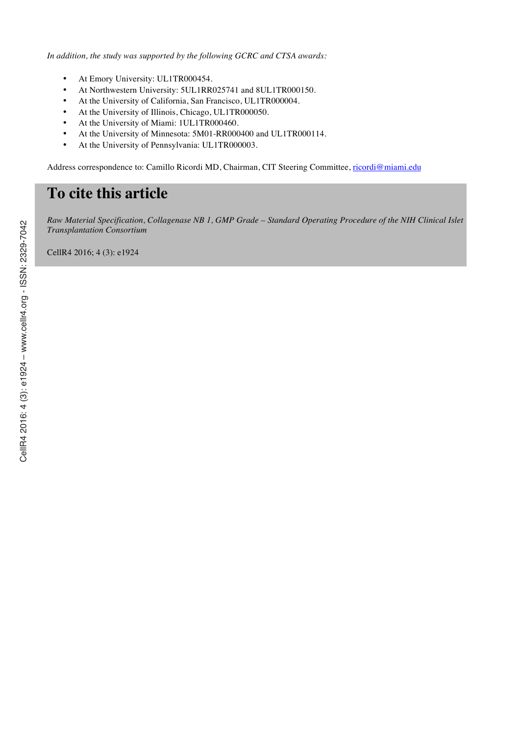*In addition, the study was supported by the following GCRC and CTSA awards:*

- At Emory University: UL1TR000454.
- At Northwestern University: 5UL1RR025741 and 8UL1TR000150.
- At the University of California, San Francisco, UL1TR000004.
- At the University of Illinois, Chicago, UL1TR000050.
- At the University of Miami: 1UL1TR000460.
- At the University of Minnesota: 5M01-RR000400 and UL1TR000114.
- At the University of Pennsylvania: UL1TR000003.

Address correspondence to: Camillo Ricordi MD, Chairman, CIT Steering Committee, ricordi@miami.edu

## To cite this article

*Raw Material Specification, Collagenase NB 1, GMP Grade – Standard Operating Procedure of the NIH Clinical Islet Transplantation Consortium*

CellR4 2016; 4 (3): e1924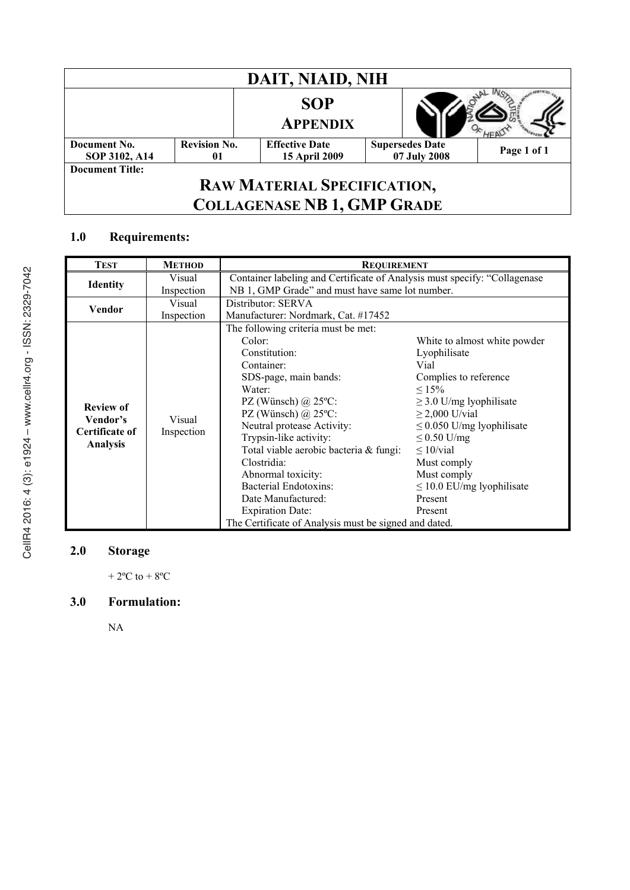| DAIT, NIAID, NIH | | | | |
|---|---|---|---|---|
| | SOP APPENDIX | | | |
| **Document No.** SOP 3102, A14 | **Revision No.** 01 | **Effective Date** 15 April 2009 | **Supersedes Date** 07 July 2008 | Page 1 of 1 |
| **Document Title:** RAW MATERIAL SPECIFICATION, COLLAGENASE NB 1, GMP GRADE | | | | |

## 1.0 Requirements:

| TEST | METHOD | REQUIREMENT |
|---|---|---|
| **Identity** | Visual Inspection | Container labeling and Certificate of Analysis must specify: "Collagenase NB 1, GMP Grade" and must have same lot number. |
| **Vendor** | Visual Inspection | Distributor: SERVA<br>Manufacturer: Nordmark, Cat. #17452 |
| **Review of Vendor's Certificate of Analysis** | Visual Inspection | The following criteria must be met:<br>Color: White to almost white powder<br>Constitution: Lyophilisate<br>Container: Vial<br>SDS-page, main bands: Complies to reference<br>Water: ≤ 15%<br>PZ (Wünsch) @ 25ºC: ≥ 3.0 U/mg lyophilisate<br>PZ (Wünsch) @ 25ºC: ≥ 2,000 U/vial<br>Neutral protease Activity: ≤ 0.050 U/mg lyophilisate<br>Trypsin-like activity: ≤ 0.50 U/mg<br>Total viable aerobic bacteria & fungi: ≤ 10/vial<br>Clostridia: Must comply<br>Abnormal toxicity: Must comply<br>Bacterial Endotoxins: ≤ 10.0 EU/mg lyophilisate<br>Date Manufactured: Present<br>Expiration Date: Present<br>The Certificate of Analysis must be signed and dated. |

## 2.0 Storage

+ 2ºC to + 8ºC

## 3.0 Formulation:

NA